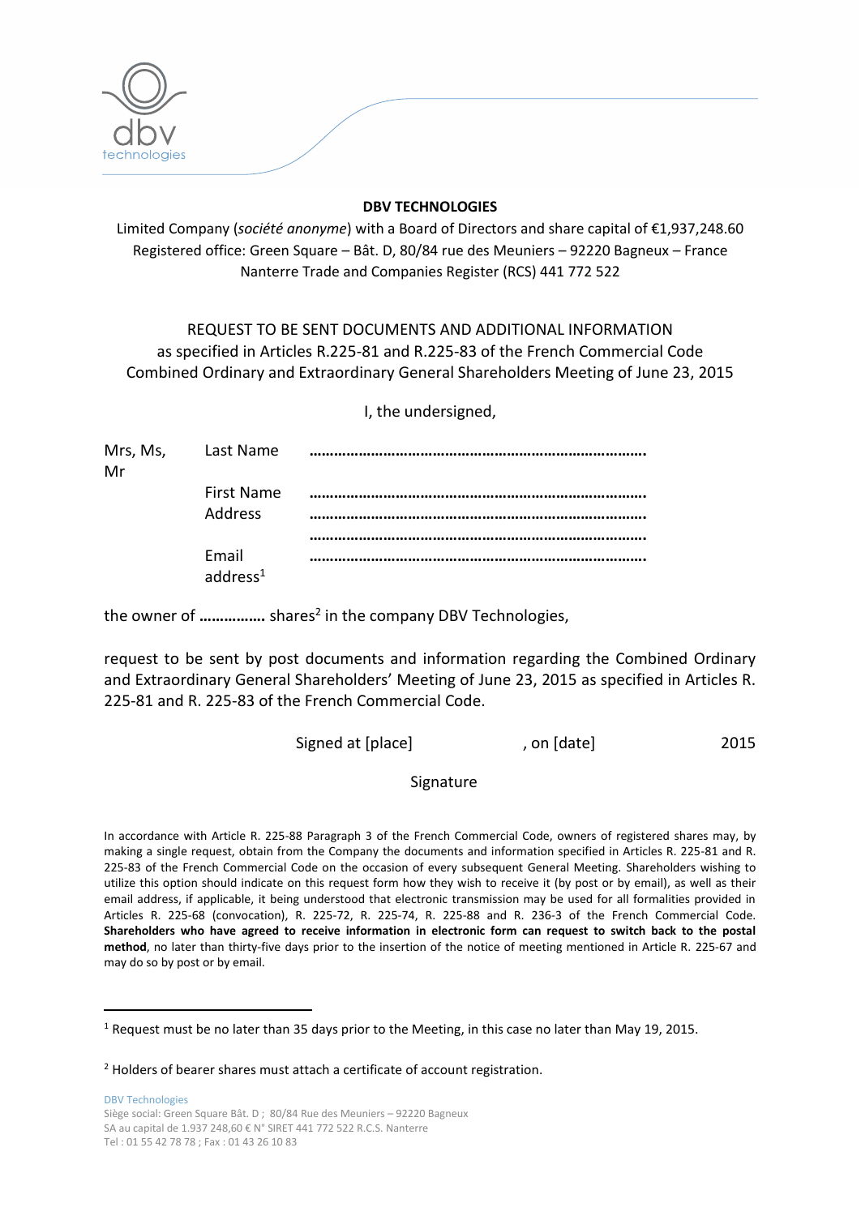**DBV TECHNOLOGIES**

Limited Company (*société anonyme*) with a Board of Directors and share capital of €1,937,248.60
Registered office: Green Square – Bât. D, 80/84 rue des Meuniers – 92220 Bagneux – France
Nanterre Trade and Companies Register (RCS) 441 772 522

REQUEST TO BE SENT DOCUMENTS AND ADDITIONAL INFORMATION
as specified in Articles R.225-81 and R.225-83 of the French Commercial Code
Combined Ordinary and Extraordinary General Shareholders Meeting of June 23, 2015

I, the undersigned,

| Mrs, Ms, Mr | Last Name | **……………………………………………………………………….** |
|---|---|---|
| | First Name | **……………………………………………………………………….** |
| | Address | **……………………………………………………………………….** |
| | | **……………………………………………………………………….** |
| | Email address[1] | **……………………………………………………………………….** |

the owner of **…………….** shares[2] in the company DBV Technologies,

request to be sent by post documents and information regarding the Combined Ordinary and Extraordinary General Shareholders' Meeting of June 23, 2015 as specified in Articles R. 225-81 and R. 225-83 of the French Commercial Code.

Signed at [place] , on [date] 2015

Signature

In accordance with Article R. 225-88 Paragraph 3 of the French Commercial Code, owners of registered shares may, by making a single request, obtain from the Company the documents and information specified in Articles R. 225-81 and R. 225-83 of the French Commercial Code on the occasion of every subsequent General Meeting. Shareholders wishing to utilize this option should indicate on this request form how they wish to receive it (by post or by email), as well as their email address, if applicable, it being understood that electronic transmission may be used for all formalities provided in Articles R. 225-68 (convocation), R. 225-72, R. 225-74, R. 225-88 and R. 236-3 of the French Commercial Code. **Shareholders who have agreed to receive information in electronic form can request to switch back to the postal method**, no later than thirty-five days prior to the insertion of the notice of meeting mentioned in Article R. 225-67 and may do so by post or by email.

[1] Request must be no later than 35 days prior to the Meeting, in this case no later than May 19, 2015.

[2] Holders of bearer shares must attach a certificate of account registration.

DBV Technologies
Siège social: Green Square Bât. D ; 80/84 Rue des Meuniers – 92220 Bagneux
SA au capital de 1.937 248,60 € N° SIRET 441 772 522 R.C.S. Nanterre
Tel : 01 55 42 78 78 ; Fax : 01 43 26 10 83